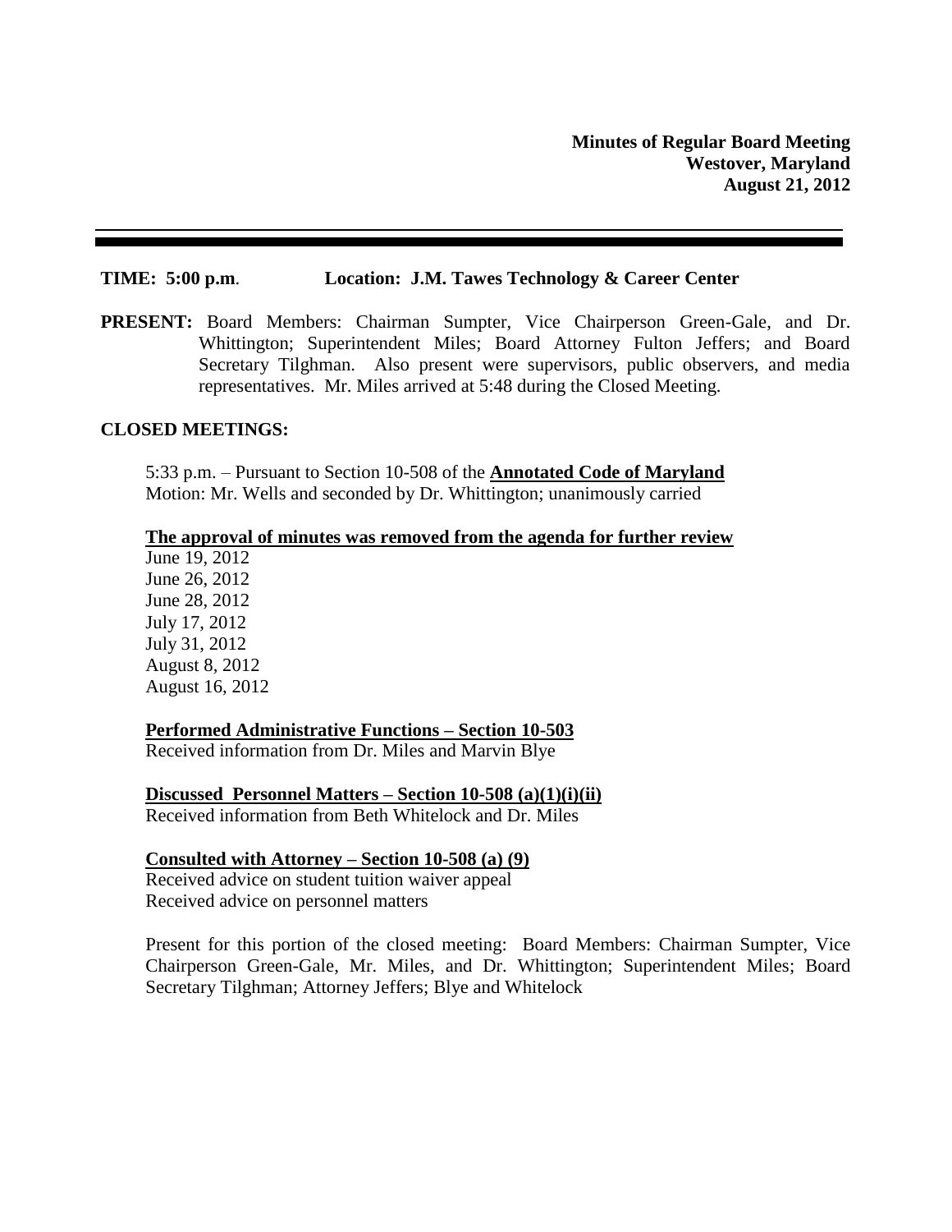**Minutes of Regular Board Meeting**
**Westover, Maryland**
**August 21, 2012**

---

**TIME: 5:00 p.m**. **Location: J.M. Tawes Technology & Career Center**

**PRESENT:** Board Members: Chairman Sumpter, Vice Chairperson Green-Gale, and Dr. Whittington; Superintendent Miles; Board Attorney Fulton Jeffers; and Board Secretary Tilghman. Also present were supervisors, public observers, and media representatives. Mr. Miles arrived at 5:48 during the Closed Meeting.

**CLOSED MEETINGS:**

5:33 p.m. – Pursuant to Section 10-508 of the **Annotated Code of Maryland**
Motion: Mr. Wells and seconded by Dr. Whittington; unanimously carried

**The approval of minutes was removed from the agenda for further review**
June 19, 2012
June 26, 2012
June 28, 2012
July 17, 2012
July 31, 2012
August 8, 2012
August 16, 2012

**Performed Administrative Functions – Section 10-503**
Received information from Dr. Miles and Marvin Blye

**Discussed Personnel Matters – Section 10-508 (a)(1)(i)(ii)**
Received information from Beth Whitelock and Dr. Miles

**Consulted with Attorney – Section 10-508 (a) (9)**
Received advice on student tuition waiver appeal
Received advice on personnel matters

Present for this portion of the closed meeting: Board Members: Chairman Sumpter, Vice Chairperson Green-Gale, Mr. Miles, and Dr. Whittington; Superintendent Miles; Board Secretary Tilghman; Attorney Jeffers; Blye and Whitelock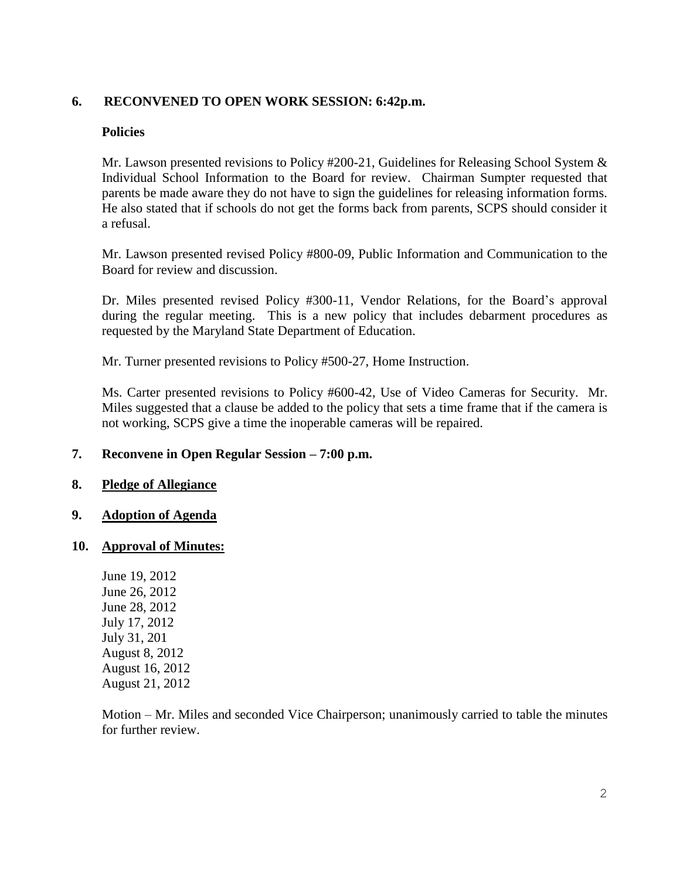**6. RECONVENED TO OPEN WORK SESSION: 6:42p.m.**

**Policies**

Mr. Lawson presented revisions to Policy #200-21, Guidelines for Releasing School System & Individual School Information to the Board for review. Chairman Sumpter requested that parents be made aware they do not have to sign the guidelines for releasing information forms. He also stated that if schools do not get the forms back from parents, SCPS should consider it a refusal.

Mr. Lawson presented revised Policy #800-09, Public Information and Communication to the Board for review and discussion.

Dr. Miles presented revised Policy #300-11, Vendor Relations, for the Board's approval during the regular meeting. This is a new policy that includes debarment procedures as requested by the Maryland State Department of Education.

Mr. Turner presented revisions to Policy #500-27, Home Instruction.

Ms. Carter presented revisions to Policy #600-42, Use of Video Cameras for Security. Mr. Miles suggested that a clause be added to the policy that sets a time frame that if the camera is not working, SCPS give a time the inoperable cameras will be repaired.

**7. Reconvene in Open Regular Session – 7:00 p.m.**

**8. <u>Pledge of Allegiance</u>**

**9. <u>Adoption of Agenda</u>**

**10. <u>Approval of Minutes:</u>**

June 19, 2012
June 26, 2012
June 28, 2012
July 17, 2012
July 31, 201
August 8, 2012
August 16, 2012
August 21, 2012

Motion – Mr. Miles and seconded Vice Chairperson; unanimously carried to table the minutes for further review.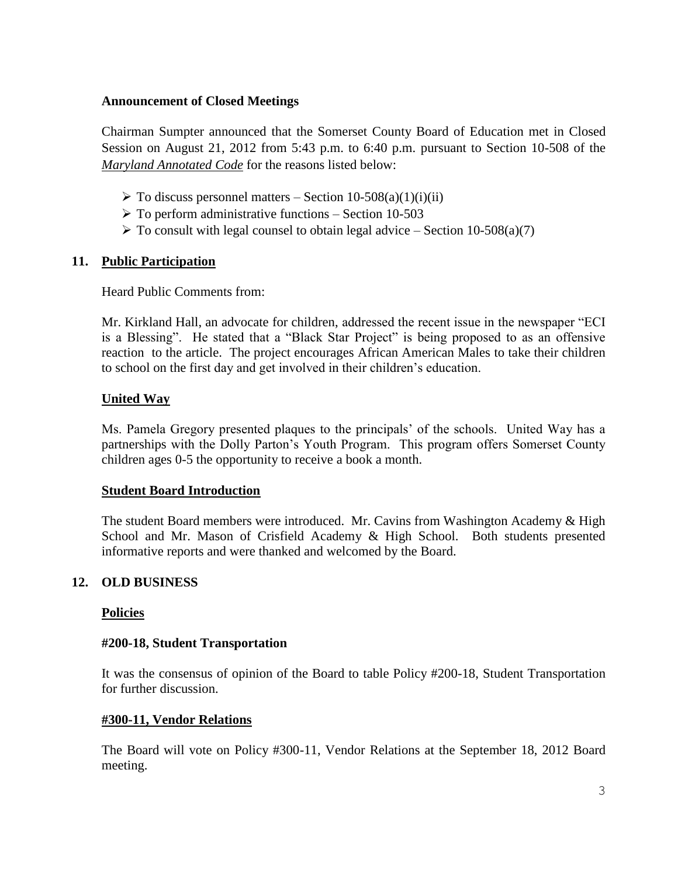**Announcement of Closed Meetings**

Chairman Sumpter announced that the Somerset County Board of Education met in Closed Session on August 21, 2012 from 5:43 p.m. to 6:40 p.m. pursuant to Section 10-508 of the ***Maryland Annotated Code*** for the reasons listed below:

- To discuss personnel matters – Section 10-508(a)(1)(i)(ii)
- To perform administrative functions – Section 10-503
- To consult with legal counsel to obtain legal advice – Section 10-508(a)(7)

## 11. Public Participation

Heard Public Comments from:

Mr. Kirkland Hall, an advocate for children, addressed the recent issue in the newspaper "ECI is a Blessing". He stated that a "Black Star Project" is being proposed to as an offensive reaction to the article. The project encourages African American Males to take their children to school on the first day and get involved in their children's education.

### United Way

Ms. Pamela Gregory presented plaques to the principals' of the schools. United Way has a partnerships with the Dolly Parton's Youth Program. This program offers Somerset County children ages 0-5 the opportunity to receive a book a month.

### Student Board Introduction

The student Board members were introduced. Mr. Cavins from Washington Academy & High School and Mr. Mason of Crisfield Academy & High School. Both students presented informative reports and were thanked and welcomed by the Board.

## 12. OLD BUSINESS

### Policies

**#200-18, Student Transportation**

It was the consensus of opinion of the Board to table Policy #200-18, Student Transportation for further discussion.

**#300-11, Vendor Relations**

The Board will vote on Policy #300-11, Vendor Relations at the September 18, 2012 Board meeting.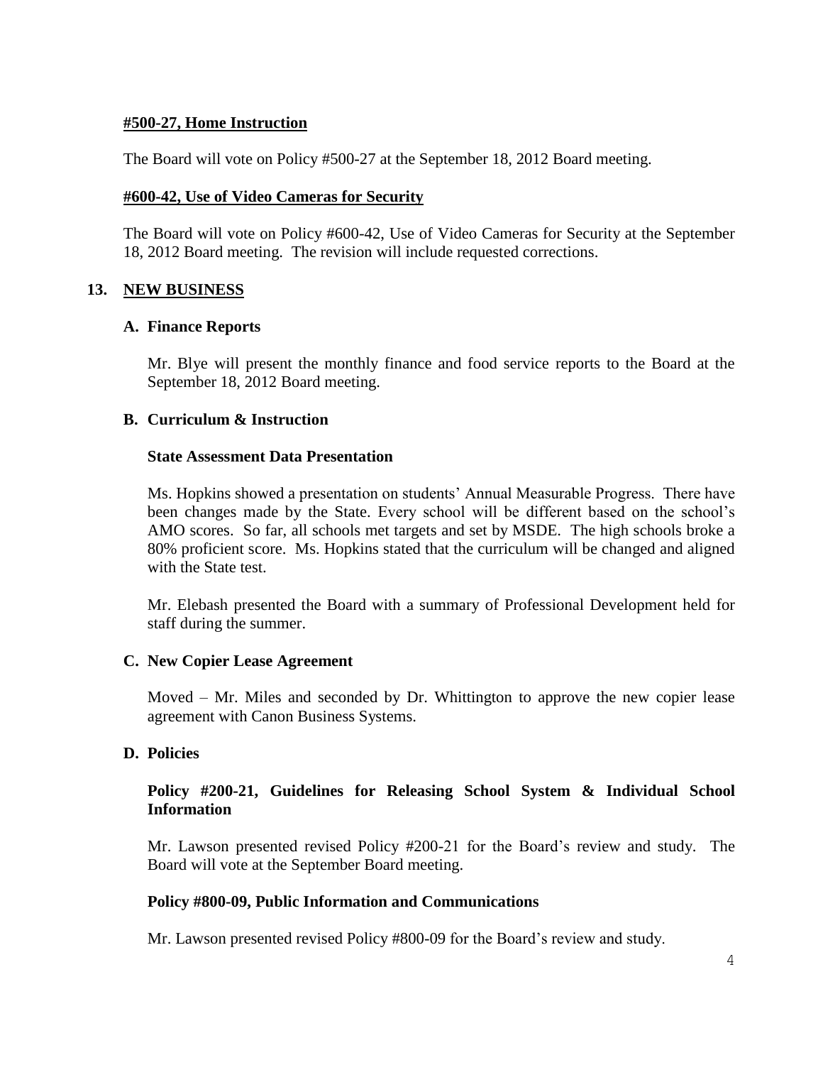**#500-27, Home Instruction**

The Board will vote on Policy #500-27 at the September 18, 2012 Board meeting.

**#600-42, Use of Video Cameras for Security**

The Board will vote on Policy #600-42, Use of Video Cameras for Security at the September 18, 2012 Board meeting. The revision will include requested corrections.

## 13. NEW BUSINESS

### A. Finance Reports

Mr. Blye will present the monthly finance and food service reports to the Board at the September 18, 2012 Board meeting.

### B. Curriculum & Instruction

**State Assessment Data Presentation**

Ms. Hopkins showed a presentation on students' Annual Measurable Progress. There have been changes made by the State. Every school will be different based on the school's AMO scores. So far, all schools met targets and set by MSDE. The high schools broke a 80% proficient score. Ms. Hopkins stated that the curriculum will be changed and aligned with the State test.

Mr. Elebash presented the Board with a summary of Professional Development held for staff during the summer.

### C. New Copier Lease Agreement

Moved – Mr. Miles and seconded by Dr. Whittington to approve the new copier lease agreement with Canon Business Systems.

### D. Policies

**Policy #200-21, Guidelines for Releasing School System & Individual School Information**

Mr. Lawson presented revised Policy #200-21 for the Board's review and study. The Board will vote at the September Board meeting.

**Policy #800-09, Public Information and Communications**

Mr. Lawson presented revised Policy #800-09 for the Board's review and study.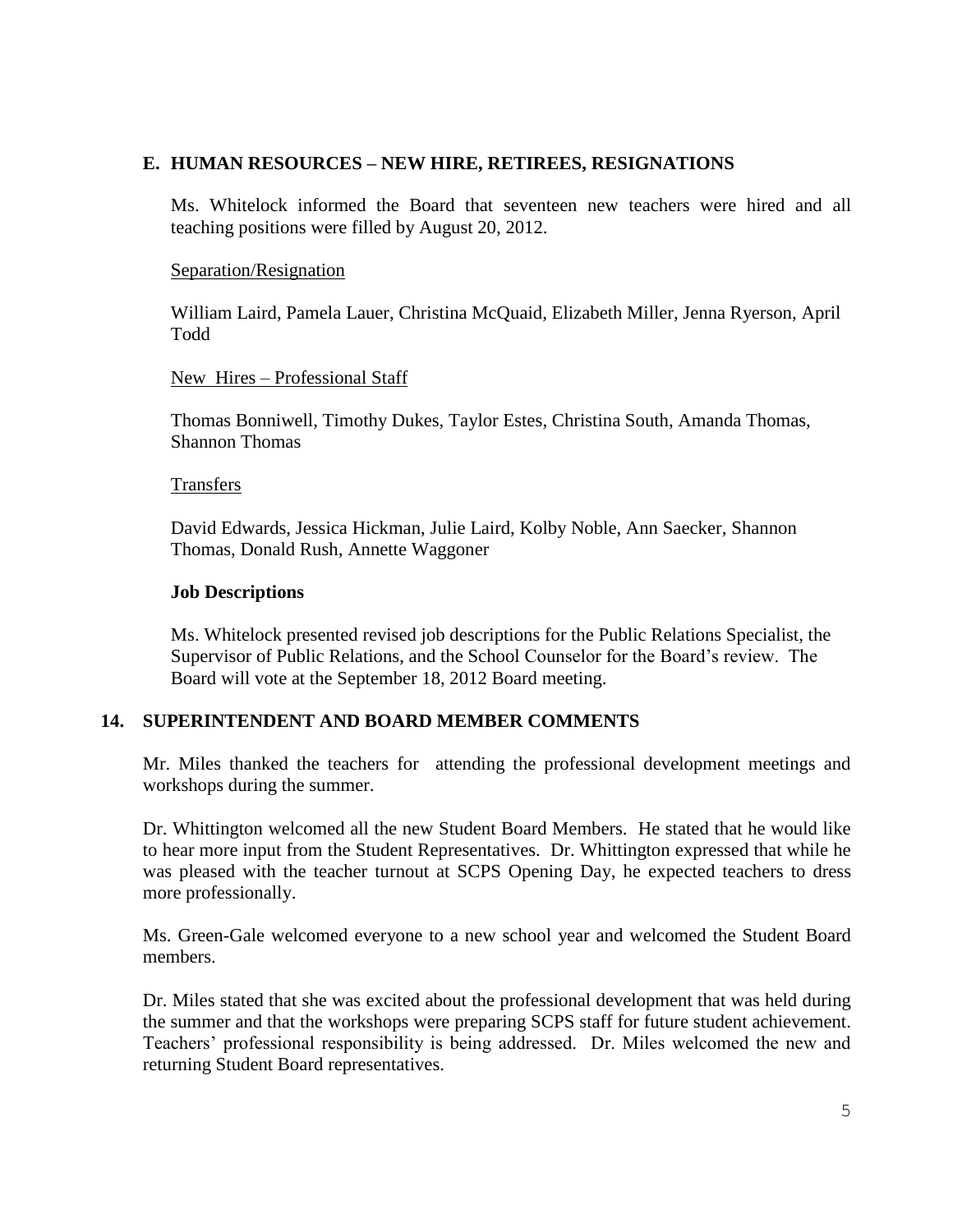### E. HUMAN RESOURCES – NEW HIRE, RETIREES, RESIGNATIONS

Ms. Whitelock informed the Board that seventeen new teachers were hired and all teaching positions were filled by August 20, 2012.

Separation/Resignation

William Laird, Pamela Lauer, Christina McQuaid, Elizabeth Miller, Jenna Ryerson, April Todd

New Hires – Professional Staff

Thomas Bonniwell, Timothy Dukes, Taylor Estes, Christina South, Amanda Thomas, Shannon Thomas

Transfers

David Edwards, Jessica Hickman, Julie Laird, Kolby Noble, Ann Saecker, Shannon Thomas, Donald Rush, Annette Waggoner

**Job Descriptions**

Ms. Whitelock presented revised job descriptions for the Public Relations Specialist, the Supervisor of Public Relations, and the School Counselor for the Board's review. The Board will vote at the September 18, 2012 Board meeting.

## 14. SUPERINTENDENT AND BOARD MEMBER COMMENTS

Mr. Miles thanked the teachers for attending the professional development meetings and workshops during the summer.

Dr. Whittington welcomed all the new Student Board Members. He stated that he would like to hear more input from the Student Representatives. Dr. Whittington expressed that while he was pleased with the teacher turnout at SCPS Opening Day, he expected teachers to dress more professionally.

Ms. Green-Gale welcomed everyone to a new school year and welcomed the Student Board members.

Dr. Miles stated that she was excited about the professional development that was held during the summer and that the workshops were preparing SCPS staff for future student achievement. Teachers' professional responsibility is being addressed. Dr. Miles welcomed the new and returning Student Board representatives.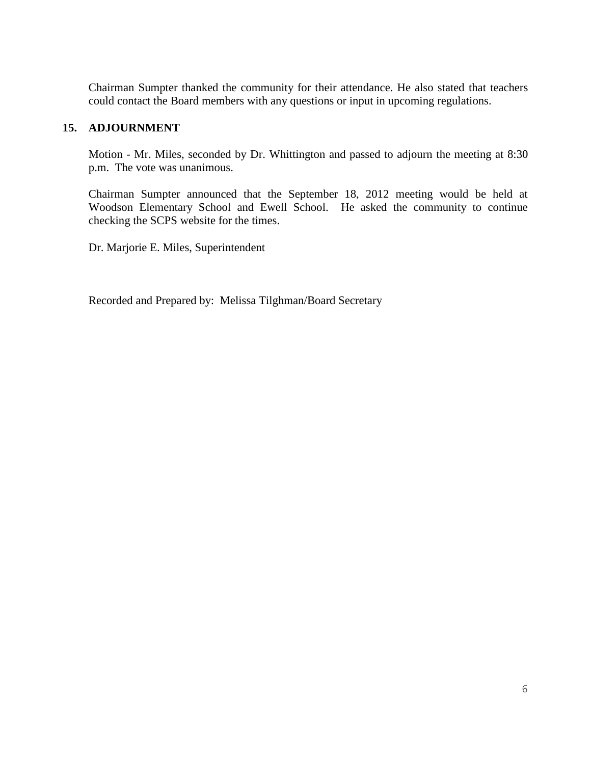Chairman Sumpter thanked the community for their attendance. He also stated that teachers could contact the Board members with any questions or input in upcoming regulations.

## 15. ADJOURNMENT

Motion - Mr. Miles, seconded by Dr. Whittington and passed to adjourn the meeting at 8:30 p.m. The vote was unanimous.

Chairman Sumpter announced that the September 18, 2012 meeting would be held at Woodson Elementary School and Ewell School. He asked the community to continue checking the SCPS website for the times.

Dr. Marjorie E. Miles, Superintendent

Recorded and Prepared by: Melissa Tilghman/Board Secretary